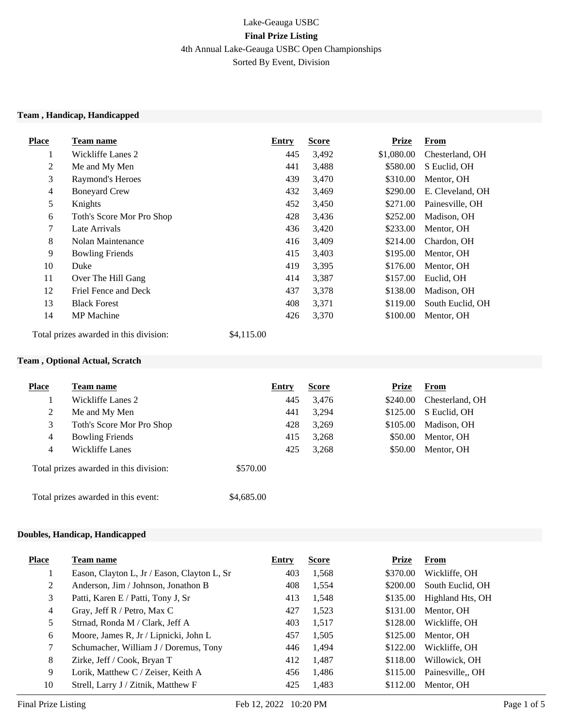Lake-Geauga USBC

**Final Prize Listing**

4th Annual Lake-Geauga USBC Open Championships

Sorted By Event, Division

### Team , Handicap, Handicapped

| Place | Team name | Entry | Score | Prize | From |
|---|---|---|---|---|---|
| 1 | Wickliffe Lanes 2 | 445 | 3,492 | $1,080.00 | Chesterland, OH |
| 2 | Me and My Men | 441 | 3,488 | $580.00 | S Euclid, OH |
| 3 | Raymond's Heroes | 439 | 3,470 | $310.00 | Mentor, OH |
| 4 | Boneyard Crew | 432 | 3,469 | $290.00 | E. Cleveland, OH |
| 5 | Knights | 452 | 3,450 | $271.00 | Painesville, OH |
| 6 | Toth's Score Mor Pro Shop | 428 | 3,436 | $252.00 | Madison, OH |
| 7 | Late Arrivals | 436 | 3,420 | $233.00 | Mentor, OH |
| 8 | Nolan Maintenance | 416 | 3,409 | $214.00 | Chardon, OH |
| 9 | Bowling Friends | 415 | 3,403 | $195.00 | Mentor, OH |
| 10 | Duke | 419 | 3,395 | $176.00 | Mentor, OH |
| 11 | Over The Hill Gang | 414 | 3,387 | $157.00 | Euclid, OH |
| 12 | Friel Fence and Deck | 437 | 3,378 | $138.00 | Madison, OH |
| 13 | Black Forest | 408 | 3,371 | $119.00 | South Euclid, OH |
| 14 | MP Machine | 426 | 3,370 | $100.00 | Mentor, OH |

Total prizes awarded in this division: $4,115.00

### Team , Optional Actual, Scratch

| Place | Team name | Entry | Score | Prize | From |
|---|---|---|---|---|---|
| 1 | Wickliffe Lanes 2 | 445 | 3,476 | $240.00 | Chesterland, OH |
| 2 | Me and My Men | 441 | 3,294 | $125.00 | S Euclid, OH |
| 3 | Toth's Score Mor Pro Shop | 428 | 3,269 | $105.00 | Madison, OH |
| 4 | Bowling Friends | 415 | 3,268 | $50.00 | Mentor, OH |
| 4 | Wickliffe Lanes | 425 | 3,268 | $50.00 | Mentor, OH |

Total prizes awarded in this division: $570.00

Total prizes awarded in this event: $4,685.00

### Doubles, Handicap, Handicapped

| Place | Team name | Entry | Score | Prize | From |
|---|---|---|---|---|---|
| 1 | Eason, Clayton L, Jr / Eason, Clayton L, Sr | 403 | 1,568 | $370.00 | Wickliffe, OH |
| 2 | Anderson, Jim / Johnson, Jonathon B | 408 | 1,554 | $200.00 | South Euclid, OH |
| 3 | Patti, Karen E / Patti, Tony J, Sr | 413 | 1,548 | $135.00 | Highland Hts, OH |
| 4 | Gray, Jeff R / Petro, Max C | 427 | 1,523 | $131.00 | Mentor, OH |
| 5 | Strnad, Ronda M / Clark, Jeff A | 403 | 1,517 | $128.00 | Wickliffe, OH |
| 6 | Moore, James R, Jr / Lipnicki, John L | 457 | 1,505 | $125.00 | Mentor, OH |
| 7 | Schumacher, William J / Doremus, Tony | 446 | 1,494 | $122.00 | Wickliffe, OH |
| 8 | Zirke, Jeff / Cook, Bryan T | 412 | 1,487 | $118.00 | Willowick, OH |
| 9 | Lorik, Matthew C / Zeiser, Keith A | 456 | 1,486 | $115.00 | Painesville,, OH |
| 10 | Strell, Larry J / Zitnik, Matthew F | 425 | 1,483 | $112.00 | Mentor, OH |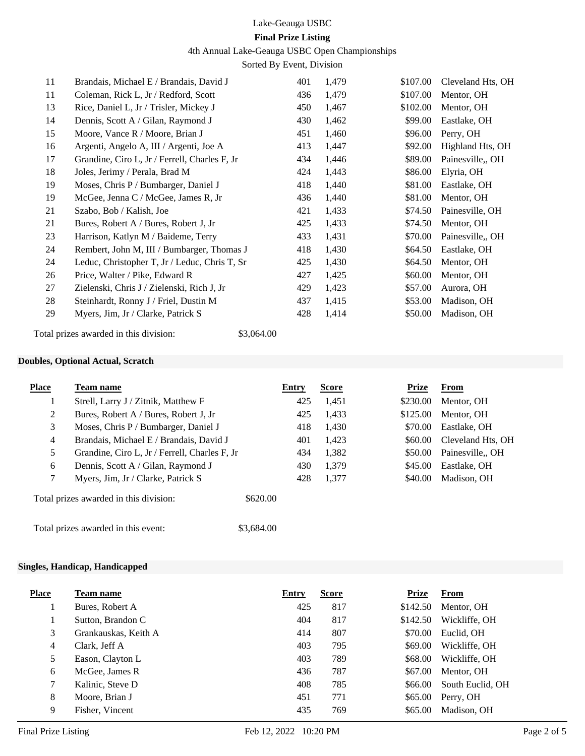| Place | Team name | Entry | Score | Prize | From |
|---|---|---|---|---|---|
| 11 | Brandais, Michael E / Brandais, David J | 401 | 1,479 | $107.00 | Cleveland Hts, OH |
| 11 | Coleman, Rick L, Jr / Redford, Scott | 436 | 1,479 | $107.00 | Mentor, OH |
| 13 | Rice, Daniel L, Jr / Trisler, Mickey J | 450 | 1,467 | $102.00 | Mentor, OH |
| 14 | Dennis, Scott A / Gilan, Raymond J | 430 | 1,462 | $99.00 | Eastlake, OH |
| 15 | Moore, Vance R / Moore, Brian J | 451 | 1,460 | $96.00 | Perry, OH |
| 16 | Argenti, Angelo A, III / Argenti, Joe A | 413 | 1,447 | $92.00 | Highland Hts, OH |
| 17 | Grandine, Ciro L, Jr / Ferrell, Charles F, Jr | 434 | 1,446 | $89.00 | Painesville,, OH |
| 18 | Joles, Jerimy / Perala, Brad M | 424 | 1,443 | $86.00 | Elyria, OH |
| 19 | Moses, Chris P / Bumbarger, Daniel J | 418 | 1,440 | $81.00 | Eastlake, OH |
| 19 | McGee, Jenna C / McGee, James R, Jr | 436 | 1,440 | $81.00 | Mentor, OH |
| 21 | Szabo, Bob / Kalish, Joe | 421 | 1,433 | $74.50 | Painesville, OH |
| 21 | Bures, Robert A / Bures, Robert J, Jr | 425 | 1,433 | $74.50 | Mentor, OH |
| 23 | Harrison, Katlyn M / Baideme, Terry | 433 | 1,431 | $70.00 | Painesville,, OH |
| 24 | Rembert, John M, III / Bumbarger, Thomas J | 418 | 1,430 | $64.50 | Eastlake, OH |
| 24 | Leduc, Christopher T, Jr / Leduc, Chris T, Sr | 425 | 1,430 | $64.50 | Mentor, OH |
| 26 | Price, Walter / Pike, Edward R | 427 | 1,425 | $60.00 | Mentor, OH |
| 27 | Zielenski, Chris J / Zielenski, Rich J, Jr | 429 | 1,423 | $57.00 | Aurora, OH |
| 28 | Steinhardt, Ronny J / Friel, Dustin M | 437 | 1,415 | $53.00 | Madison, OH |
| 29 | Myers, Jim, Jr / Clarke, Patrick S | 428 | 1,414 | $50.00 | Madison, OH |

Total prizes awarded in this division: $3,064.00

**Doubles, Optional Actual, Scratch**

| Place | Team name | Entry | Score | Prize | From |
|---|---|---|---|---|---|
| 1 | Strell, Larry J / Zitnik, Matthew F | 425 | 1,451 | $230.00 | Mentor, OH |
| 2 | Bures, Robert A / Bures, Robert J, Jr | 425 | 1,433 | $125.00 | Mentor, OH |
| 3 | Moses, Chris P / Bumbarger, Daniel J | 418 | 1,430 | $70.00 | Eastlake, OH |
| 4 | Brandais, Michael E / Brandais, David J | 401 | 1,423 | $60.00 | Cleveland Hts, OH |
| 5 | Grandine, Ciro L, Jr / Ferrell, Charles F, Jr | 434 | 1,382 | $50.00 | Painesville,, OH |
| 6 | Dennis, Scott A / Gilan, Raymond J | 430 | 1,379 | $45.00 | Eastlake, OH |
| 7 | Myers, Jim, Jr / Clarke, Patrick S | 428 | 1,377 | $40.00 | Madison, OH |

Total prizes awarded in this division: $620.00

Total prizes awarded in this event: $3,684.00

**Singles, Handicap, Handicapped**

| Place | Team name | Entry | Score | Prize | From |
|---|---|---|---|---|---|
| 1 | Bures, Robert A | 425 | 817 | $142.50 | Mentor, OH |
| 1 | Sutton, Brandon C | 404 | 817 | $142.50 | Wickliffe, OH |
| 3 | Grankauskas, Keith A | 414 | 807 | $70.00 | Euclid, OH |
| 4 | Clark, Jeff A | 403 | 795 | $69.00 | Wickliffe, OH |
| 5 | Eason, Clayton L | 403 | 789 | $68.00 | Wickliffe, OH |
| 6 | McGee, James R | 436 | 787 | $67.00 | Mentor, OH |
| 7 | Kalinic, Steve D | 408 | 785 | $66.00 | South Euclid, OH |
| 8 | Moore, Brian J | 451 | 771 | $65.00 | Perry, OH |
| 9 | Fisher, Vincent | 435 | 769 | $65.00 | Madison, OH |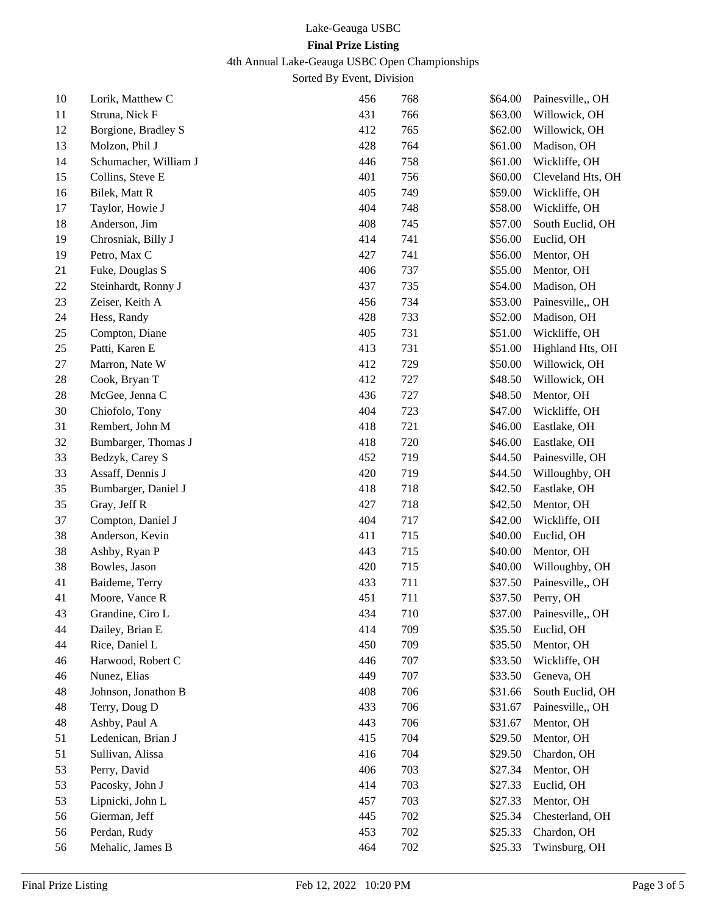Lake-Geauga USBC

**Final Prize Listing**

4th Annual Lake-Geauga USBC Open Championships

Sorted By Event, Division

| | | | | | |
|---|---|---|---|---|---|
| 10 | Lorik, Matthew C | 456 | 768 | $64.00 | Painesville,, OH |
| 11 | Struna, Nick F | 431 | 766 | $63.00 | Willowick, OH |
| 12 | Borgione, Bradley S | 412 | 765 | $62.00 | Willowick, OH |
| 13 | Molzon, Phil J | 428 | 764 | $61.00 | Madison, OH |
| 14 | Schumacher, William J | 446 | 758 | $61.00 | Wickliffe, OH |
| 15 | Collins, Steve E | 401 | 756 | $60.00 | Cleveland Hts, OH |
| 16 | Bilek, Matt R | 405 | 749 | $59.00 | Wickliffe, OH |
| 17 | Taylor, Howie J | 404 | 748 | $58.00 | Wickliffe, OH |
| 18 | Anderson, Jim | 408 | 745 | $57.00 | South Euclid, OH |
| 19 | Chrosniak, Billy J | 414 | 741 | $56.00 | Euclid, OH |
| 19 | Petro, Max C | 427 | 741 | $56.00 | Mentor, OH |
| 21 | Fuke, Douglas S | 406 | 737 | $55.00 | Mentor, OH |
| 22 | Steinhardt, Ronny J | 437 | 735 | $54.00 | Madison, OH |
| 23 | Zeiser, Keith A | 456 | 734 | $53.00 | Painesville,, OH |
| 24 | Hess, Randy | 428 | 733 | $52.00 | Madison, OH |
| 25 | Compton, Diane | 405 | 731 | $51.00 | Wickliffe, OH |
| 25 | Patti, Karen E | 413 | 731 | $51.00 | Highland Hts, OH |
| 27 | Marron, Nate W | 412 | 729 | $50.00 | Willowick, OH |
| 28 | Cook, Bryan T | 412 | 727 | $48.50 | Willowick, OH |
| 28 | McGee, Jenna C | 436 | 727 | $48.50 | Mentor, OH |
| 30 | Chiofolo, Tony | 404 | 723 | $47.00 | Wickliffe, OH |
| 31 | Rembert, John M | 418 | 721 | $46.00 | Eastlake, OH |
| 32 | Bumbarger, Thomas J | 418 | 720 | $46.00 | Eastlake, OH |
| 33 | Bedzyk, Carey S | 452 | 719 | $44.50 | Painesville, OH |
| 33 | Assaff, Dennis J | 420 | 719 | $44.50 | Willoughby, OH |
| 35 | Bumbarger, Daniel J | 418 | 718 | $42.50 | Eastlake, OH |
| 35 | Gray, Jeff R | 427 | 718 | $42.50 | Mentor, OH |
| 37 | Compton, Daniel J | 404 | 717 | $42.00 | Wickliffe, OH |
| 38 | Anderson, Kevin | 411 | 715 | $40.00 | Euclid, OH |
| 38 | Ashby, Ryan P | 443 | 715 | $40.00 | Mentor, OH |
| 38 | Bowles, Jason | 420 | 715 | $40.00 | Willoughby, OH |
| 41 | Baideme, Terry | 433 | 711 | $37.50 | Painesville,, OH |
| 41 | Moore, Vance R | 451 | 711 | $37.50 | Perry, OH |
| 43 | Grandine, Ciro L | 434 | 710 | $37.00 | Painesville,, OH |
| 44 | Dailey, Brian E | 414 | 709 | $35.50 | Euclid, OH |
| 44 | Rice, Daniel L | 450 | 709 | $35.50 | Mentor, OH |
| 46 | Harwood, Robert C | 446 | 707 | $33.50 | Wickliffe, OH |
| 46 | Nunez, Elias | 449 | 707 | $33.50 | Geneva, OH |
| 48 | Johnson, Jonathon B | 408 | 706 | $31.66 | South Euclid, OH |
| 48 | Terry, Doug D | 433 | 706 | $31.67 | Painesville,, OH |
| 48 | Ashby, Paul A | 443 | 706 | $31.67 | Mentor, OH |
| 51 | Ledenican, Brian J | 415 | 704 | $29.50 | Mentor, OH |
| 51 | Sullivan, Alissa | 416 | 704 | $29.50 | Chardon, OH |
| 53 | Perry, David | 406 | 703 | $27.34 | Mentor, OH |
| 53 | Pacosky, John J | 414 | 703 | $27.33 | Euclid, OH |
| 53 | Lipnicki, John L | 457 | 703 | $27.33 | Mentor, OH |
| 56 | Gierman, Jeff | 445 | 702 | $25.34 | Chesterland, OH |
| 56 | Perdan, Rudy | 453 | 702 | $25.33 | Chardon, OH |
| 56 | Mehalic, James B | 464 | 702 | $25.33 | Twinsburg, OH |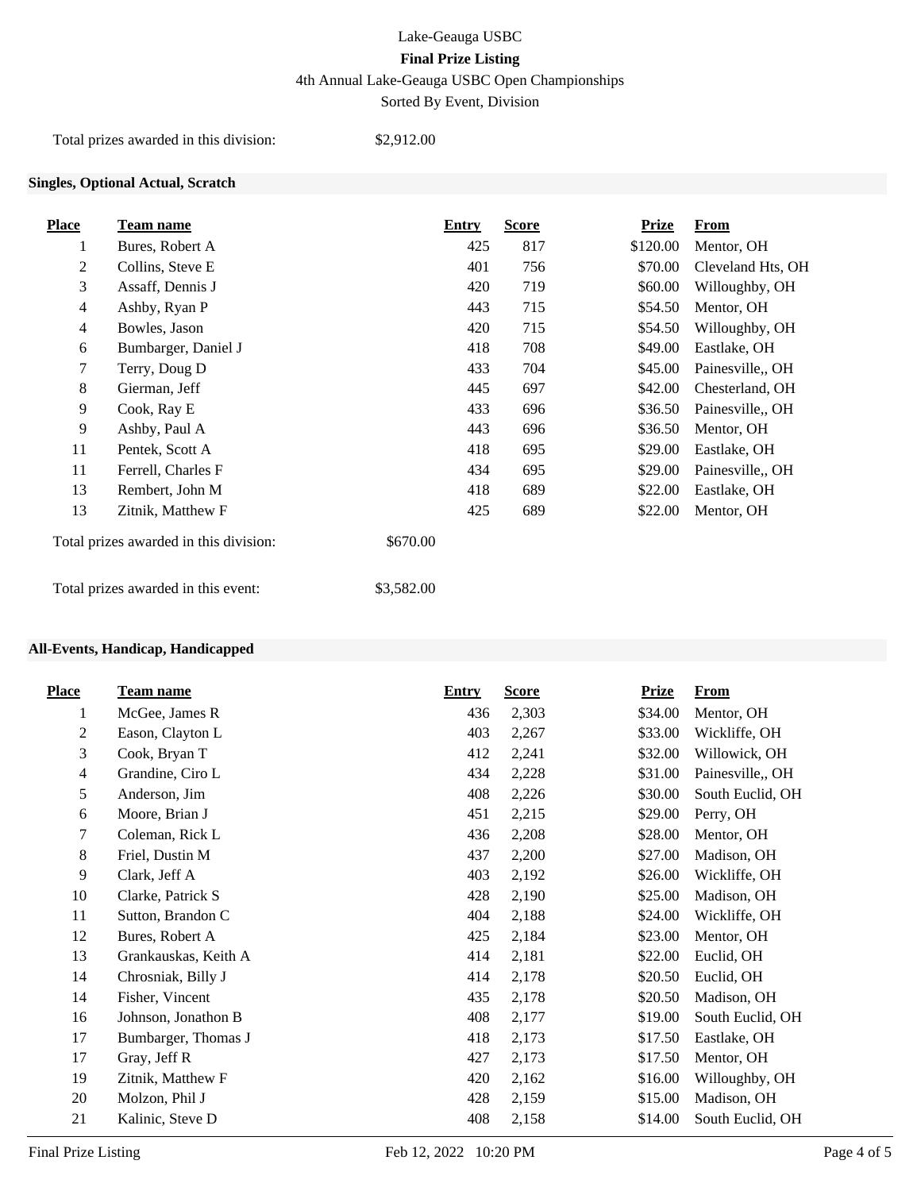Lake-Geauga USBC

**Final Prize Listing**

4th Annual Lake-Geauga USBC Open Championships

Sorted By Event, Division

Total prizes awarded in this division: $2,912.00

### Singles, Optional Actual, Scratch

| Place | Team name | Entry | Score | Prize | From |
|---|---|---|---|---|---|
| 1 | Bures, Robert A | 425 | 817 | $120.00 | Mentor, OH |
| 2 | Collins, Steve E | 401 | 756 | $70.00 | Cleveland Hts, OH |
| 3 | Assaff, Dennis J | 420 | 719 | $60.00 | Willoughby, OH |
| 4 | Ashby, Ryan P | 443 | 715 | $54.50 | Mentor, OH |
| 4 | Bowles, Jason | 420 | 715 | $54.50 | Willoughby, OH |
| 6 | Bumbarger, Daniel J | 418 | 708 | $49.00 | Eastlake, OH |
| 7 | Terry, Doug D | 433 | 704 | $45.00 | Painesville,, OH |
| 8 | Gierman, Jeff | 445 | 697 | $42.00 | Chesterland, OH |
| 9 | Cook, Ray E | 433 | 696 | $36.50 | Painesville,, OH |
| 9 | Ashby, Paul A | 443 | 696 | $36.50 | Mentor, OH |
| 11 | Pentek, Scott A | 418 | 695 | $29.00 | Eastlake, OH |
| 11 | Ferrell, Charles F | 434 | 695 | $29.00 | Painesville,, OH |
| 13 | Rembert, John M | 418 | 689 | $22.00 | Eastlake, OH |
| 13 | Zitnik, Matthew F | 425 | 689 | $22.00 | Mentor, OH |

Total prizes awarded in this division: $670.00

Total prizes awarded in this event: $3,582.00

### All-Events, Handicap, Handicapped

| Place | Team name | Entry | Score | Prize | From |
|---|---|---|---|---|---|
| 1 | McGee, James R | 436 | 2,303 | $34.00 | Mentor, OH |
| 2 | Eason, Clayton L | 403 | 2,267 | $33.00 | Wickliffe, OH |
| 3 | Cook, Bryan T | 412 | 2,241 | $32.00 | Willowick, OH |
| 4 | Grandine, Ciro L | 434 | 2,228 | $31.00 | Painesville,, OH |
| 5 | Anderson, Jim | 408 | 2,226 | $30.00 | South Euclid, OH |
| 6 | Moore, Brian J | 451 | 2,215 | $29.00 | Perry, OH |
| 7 | Coleman, Rick L | 436 | 2,208 | $28.00 | Mentor, OH |
| 8 | Friel, Dustin M | 437 | 2,200 | $27.00 | Madison, OH |
| 9 | Clark, Jeff A | 403 | 2,192 | $26.00 | Wickliffe, OH |
| 10 | Clarke, Patrick S | 428 | 2,190 | $25.00 | Madison, OH |
| 11 | Sutton, Brandon C | 404 | 2,188 | $24.00 | Wickliffe, OH |
| 12 | Bures, Robert A | 425 | 2,184 | $23.00 | Mentor, OH |
| 13 | Grankauskas, Keith A | 414 | 2,181 | $22.00 | Euclid, OH |
| 14 | Chrosniak, Billy J | 414 | 2,178 | $20.50 | Euclid, OH |
| 14 | Fisher, Vincent | 435 | 2,178 | $20.50 | Madison, OH |
| 16 | Johnson, Jonathon B | 408 | 2,177 | $19.00 | South Euclid, OH |
| 17 | Bumbarger, Thomas J | 418 | 2,173 | $17.50 | Eastlake, OH |
| 17 | Gray, Jeff R | 427 | 2,173 | $17.50 | Mentor, OH |
| 19 | Zitnik, Matthew F | 420 | 2,162 | $16.00 | Willoughby, OH |
| 20 | Molzon, Phil J | 428 | 2,159 | $15.00 | Madison, OH |
| 21 | Kalinic, Steve D | 408 | 2,158 | $14.00 | South Euclid, OH |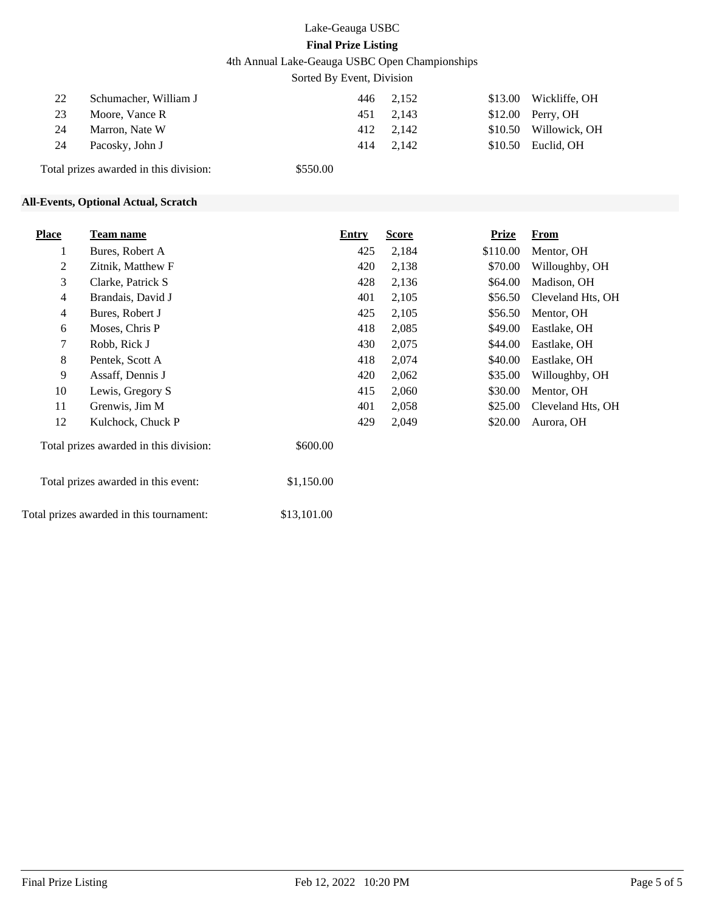| | | | | | |
|---|---|---|---|---|---|
| 22 | Schumacher, William J | 446 | 2,152 | $13.00 | Wickliffe, OH |
| 23 | Moore, Vance R | 451 | 2,143 | $12.00 | Perry, OH |
| 24 | Marron, Nate W | 412 | 2,142 | $10.50 | Willowick, OH |
| 24 | Pacosky, John J | 414 | 2,142 | $10.50 | Euclid, OH |

Total prizes awarded in this division: $550.00

**All-Events, Optional Actual, Scratch**

| Place | Team name | Entry | Score | Prize | From |
|---|---|---|---|---|---|
| 1 | Bures, Robert A | 425 | 2,184 | $110.00 | Mentor, OH |
| 2 | Zitnik, Matthew F | 420 | 2,138 | $70.00 | Willoughby, OH |
| 3 | Clarke, Patrick S | 428 | 2,136 | $64.00 | Madison, OH |
| 4 | Brandais, David J | 401 | 2,105 | $56.50 | Cleveland Hts, OH |
| 4 | Bures, Robert J | 425 | 2,105 | $56.50 | Mentor, OH |
| 6 | Moses, Chris P | 418 | 2,085 | $49.00 | Eastlake, OH |
| 7 | Robb, Rick J | 430 | 2,075 | $44.00 | Eastlake, OH |
| 8 | Pentek, Scott A | 418 | 2,074 | $40.00 | Eastlake, OH |
| 9 | Assaff, Dennis J | 420 | 2,062 | $35.00 | Willoughby, OH |
| 10 | Lewis, Gregory S | 415 | 2,060 | $30.00 | Mentor, OH |
| 11 | Grenwis, Jim M | 401 | 2,058 | $25.00 | Cleveland Hts, OH |
| 12 | Kulchock, Chuck P | 429 | 2,049 | $20.00 | Aurora, OH |

Total prizes awarded in this division: $600.00

Total prizes awarded in this event: $1,150.00

Total prizes awarded in this tournament: $13,101.00